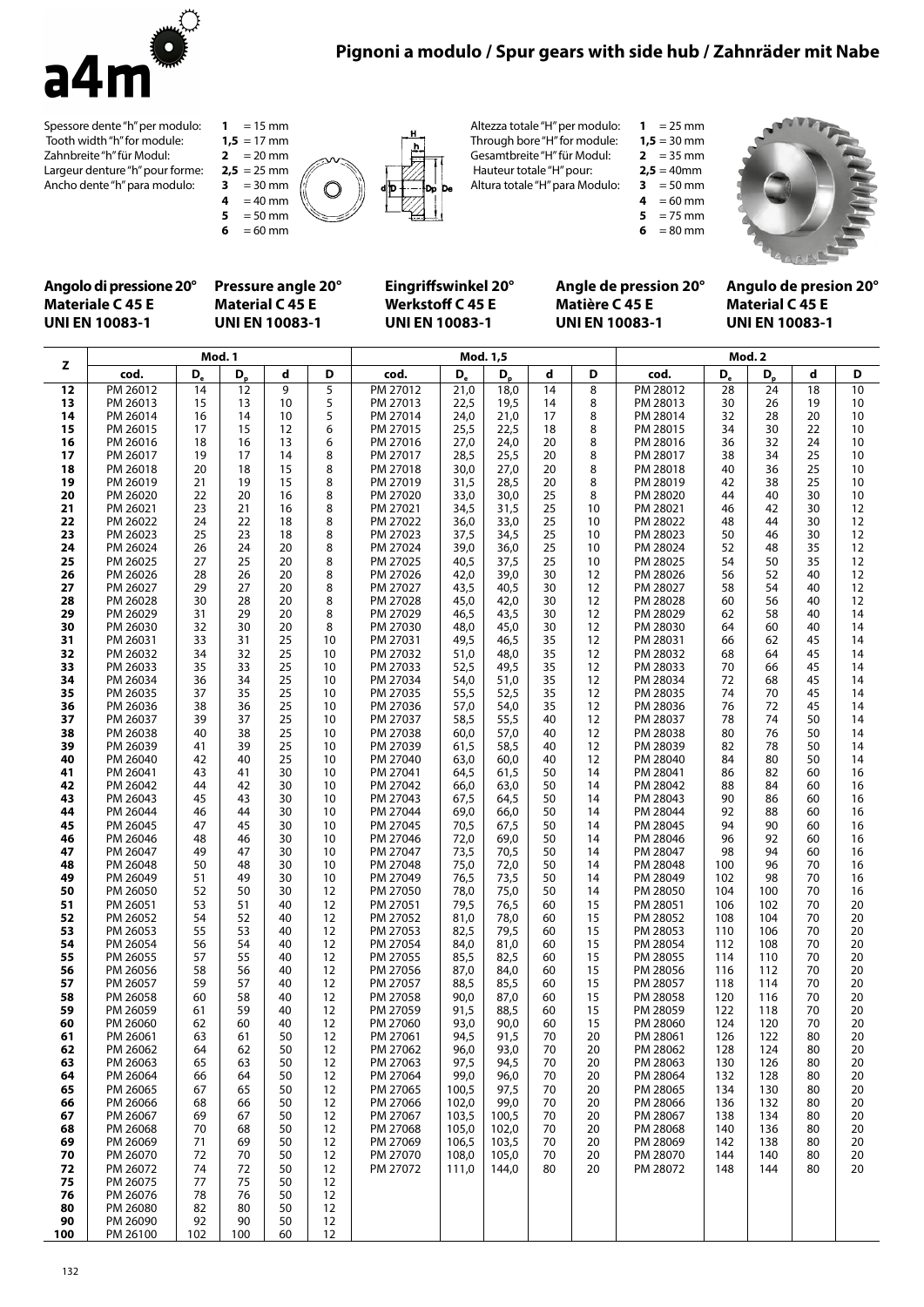## Pignoni a modulo / Spur gears with side hub / Zahnräder mit Nabe

Spessore dente "h" per modulo:
Tooth width "h" for module:
Zahnbreite "h" für Modul:
Largeur denture "h" pour forme:
Ancho dente "h" para modulo:

**1** = 15 mm
**1,5** = 17 mm
**2** = 20 mm
**2,5** = 25 mm
**3** = 30 mm
**4** = 40 mm
**5** = 50 mm
**6** = 60 mm

Altezza totale "H" per modulo:
Through bore "H" for module:
Gesamtbreite "H" für Modul:
Hauteur totale "H" pour:
Altura totale "H" para Modulo:

**1** = 25 mm
**1,5** = 30 mm
**2** = 35 mm
**2,5** = 40mm
**3** = 50 mm
**4** = 60 mm
**5** = 75 mm
**6** = 80 mm

**Angolo di pressione 20°**
**Materiale C 45 E**
**UNI EN 10083-1**

**Pressure angle 20°**
**Material C 45 E**
**UNI EN 10083-1**

**Eingriffswinkel 20°**
**Werkstoff C 45 E**
**UNI EN 10083-1**

**Angle de pression 20°**
**Matière C 45 E**
**UNI EN 10083-1**

**Angulo de presion 20°**
**Material C 45 E**
**UNI EN 10083-1**

| Z | Mod. 1 | | | | | Mod. 1,5 | | | | | Mod. 2 | | | | |
|---|---|---|---|---|---|---|---|---|---|---|---|---|---|---|---|
| | cod. | $D_e$ | $D_p$ | d | D | cod. | $D_e$ | $D_p$ | d | D | cod. | $D_e$ | $D_p$ | d | D |
| **12** | PM 26012 | 14 | 12 | 9 | 5 | PM 27012 | 21,0 | 18,0 | 14 | 8 | PM 28012 | 28 | 24 | 18 | 10 |
| **13** | PM 26013 | 15 | 13 | 10 | 5 | PM 27013 | 22,5 | 19,5 | 14 | 8 | PM 28013 | 30 | 26 | 19 | 10 |
| **14** | PM 26014 | 16 | 14 | 10 | 5 | PM 27014 | 24,0 | 21,0 | 17 | 8 | PM 28014 | 32 | 28 | 20 | 10 |
| **15** | PM 26015 | 17 | 15 | 12 | 6 | PM 27015 | 25,5 | 22,5 | 18 | 8 | PM 28015 | 34 | 30 | 22 | 10 |
| **16** | PM 26016 | 18 | 16 | 13 | 6 | PM 27016 | 27,0 | 24,0 | 20 | 8 | PM 28016 | 36 | 32 | 24 | 10 |
| **17** | PM 26017 | 19 | 17 | 14 | 8 | PM 27017 | 28,5 | 25,5 | 20 | 8 | PM 28017 | 38 | 34 | 25 | 10 |
| **18** | PM 26018 | 20 | 18 | 15 | 8 | PM 27018 | 30,0 | 27,0 | 20 | 8 | PM 28018 | 40 | 36 | 25 | 10 |
| **19** | PM 26019 | 21 | 19 | 15 | 8 | PM 27019 | 31,5 | 28,5 | 20 | 8 | PM 28019 | 42 | 38 | 25 | 10 |
| **20** | PM 26020 | 22 | 20 | 16 | 8 | PM 27020 | 33,0 | 30,0 | 25 | 8 | PM 28020 | 44 | 40 | 30 | 10 |
| **21** | PM 26021 | 23 | 21 | 16 | 8 | PM 27021 | 34,5 | 31,5 | 25 | 10 | PM 28021 | 46 | 42 | 30 | 12 |
| **22** | PM 26022 | 24 | 22 | 18 | 8 | PM 27022 | 36,0 | 33,0 | 25 | 10 | PM 28022 | 48 | 44 | 30 | 12 |
| **23** | PM 26023 | 25 | 23 | 18 | 8 | PM 27023 | 37,5 | 34,5 | 25 | 10 | PM 28023 | 50 | 46 | 30 | 12 |
| **24** | PM 26024 | 26 | 24 | 20 | 8 | PM 27024 | 39,0 | 36,0 | 25 | 10 | PM 28024 | 52 | 48 | 35 | 12 |
| **25** | PM 26025 | 27 | 25 | 20 | 8 | PM 27025 | 40,5 | 37,5 | 25 | 10 | PM 28025 | 54 | 50 | 35 | 12 |
| **26** | PM 26026 | 28 | 26 | 20 | 8 | PM 27026 | 42,0 | 39,0 | 30 | 12 | PM 28026 | 56 | 52 | 40 | 12 |
| **27** | PM 26027 | 29 | 27 | 20 | 8 | PM 27027 | 43,5 | 40,5 | 30 | 12 | PM 28027 | 58 | 54 | 40 | 12 |
| **28** | PM 26028 | 30 | 28 | 20 | 8 | PM 27028 | 45,0 | 42,0 | 30 | 12 | PM 28028 | 60 | 56 | 40 | 12 |
| **29** | PM 26029 | 31 | 29 | 20 | 8 | PM 27029 | 46,5 | 43,5 | 30 | 12 | PM 28029 | 62 | 58 | 40 | 14 |
| **30** | PM 26030 | 32 | 30 | 20 | 8 | PM 27030 | 48,0 | 45,0 | 30 | 12 | PM 28030 | 64 | 60 | 40 | 14 |
| **31** | PM 26031 | 33 | 31 | 25 | 10 | PM 27031 | 49,5 | 46,5 | 35 | 12 | PM 28031 | 66 | 62 | 45 | 14 |
| **32** | PM 26032 | 34 | 32 | 25 | 10 | PM 27032 | 51,0 | 48,0 | 35 | 12 | PM 28032 | 68 | 64 | 45 | 14 |
| **33** | PM 26033 | 35 | 33 | 25 | 10 | PM 27033 | 52,5 | 49,5 | 35 | 12 | PM 28033 | 70 | 66 | 45 | 14 |
| **34** | PM 26034 | 36 | 34 | 25 | 10 | PM 27034 | 54,0 | 51,0 | 35 | 12 | PM 28034 | 72 | 68 | 45 | 14 |
| **35** | PM 26035 | 37 | 35 | 25 | 10 | PM 27035 | 55,5 | 52,5 | 35 | 12 | PM 28035 | 74 | 70 | 45 | 14 |
| **36** | PM 26036 | 38 | 36 | 25 | 10 | PM 27036 | 57,0 | 54,0 | 35 | 12 | PM 28036 | 76 | 72 | 45 | 14 |
| **37** | PM 26037 | 39 | 37 | 25 | 10 | PM 27037 | 58,5 | 55,5 | 40 | 12 | PM 28037 | 78 | 74 | 50 | 14 |
| **38** | PM 26038 | 40 | 38 | 25 | 10 | PM 27038 | 60,0 | 57,0 | 40 | 12 | PM 28038 | 80 | 76 | 50 | 14 |
| **39** | PM 26039 | 41 | 39 | 25 | 10 | PM 27039 | 61,5 | 58,5 | 40 | 12 | PM 28039 | 82 | 78 | 50 | 14 |
| **40** | PM 26040 | 42 | 40 | 25 | 10 | PM 27040 | 63,0 | 60,0 | 40 | 12 | PM 28040 | 84 | 80 | 50 | 14 |
| **41** | PM 26041 | 43 | 41 | 30 | 10 | PM 27041 | 64,5 | 61,5 | 50 | 14 | PM 28041 | 86 | 82 | 60 | 16 |
| **42** | PM 26042 | 44 | 42 | 30 | 10 | PM 27042 | 66,0 | 63,0 | 50 | 14 | PM 28042 | 88 | 84 | 60 | 16 |
| **43** | PM 26043 | 45 | 43 | 30 | 10 | PM 27043 | 67,5 | 64,5 | 50 | 14 | PM 28043 | 90 | 86 | 60 | 16 |
| **44** | PM 26044 | 46 | 44 | 30 | 10 | PM 27044 | 69,0 | 66,0 | 50 | 14 | PM 28044 | 92 | 88 | 60 | 16 |
| **45** | PM 26045 | 47 | 45 | 30 | 10 | PM 27045 | 70,5 | 67,5 | 50 | 14 | PM 28045 | 94 | 90 | 60 | 16 |
| **46** | PM 26046 | 48 | 46 | 30 | 10 | PM 27046 | 72,0 | 69,0 | 50 | 14 | PM 28046 | 96 | 92 | 60 | 16 |
| **47** | PM 26047 | 49 | 47 | 30 | 10 | PM 27047 | 73,5 | 70,5 | 50 | 14 | PM 28047 | 98 | 94 | 60 | 16 |
| **48** | PM 26048 | 50 | 48 | 30 | 10 | PM 27048 | 75,0 | 72,0 | 50 | 14 | PM 28048 | 100 | 96 | 70 | 16 |
| **49** | PM 26049 | 51 | 49 | 30 | 10 | PM 27049 | 76,5 | 73,5 | 50 | 14 | PM 28049 | 102 | 98 | 70 | 16 |
| **50** | PM 26050 | 52 | 50 | 30 | 12 | PM 27050 | 78,0 | 75,0 | 50 | 14 | PM 28050 | 104 | 100 | 70 | 16 |
| **51** | PM 26051 | 53 | 51 | 40 | 12 | PM 27051 | 79,5 | 76,5 | 60 | 15 | PM 28051 | 106 | 102 | 70 | 20 |
| **52** | PM 26052 | 54 | 52 | 40 | 12 | PM 27052 | 81,0 | 78,0 | 60 | 15 | PM 28052 | 108 | 104 | 70 | 20 |
| **53** | PM 26053 | 55 | 53 | 40 | 12 | PM 27053 | 82,5 | 79,5 | 60 | 15 | PM 28053 | 110 | 106 | 70 | 20 |
| **54** | PM 26054 | 56 | 54 | 40 | 12 | PM 27054 | 84,0 | 81,0 | 60 | 15 | PM 28054 | 112 | 108 | 70 | 20 |
| **55** | PM 26055 | 57 | 55 | 40 | 12 | PM 27055 | 85,5 | 82,5 | 60 | 15 | PM 28055 | 114 | 110 | 70 | 20 |
| **56** | PM 26056 | 58 | 56 | 40 | 12 | PM 27056 | 87,0 | 84,0 | 60 | 15 | PM 28056 | 116 | 112 | 70 | 20 |
| **57** | PM 26057 | 59 | 57 | 40 | 12 | PM 27057 | 88,5 | 85,5 | 60 | 15 | PM 28057 | 118 | 114 | 70 | 20 |
| **58** | PM 26058 | 60 | 58 | 40 | 12 | PM 27058 | 90,0 | 87,0 | 60 | 15 | PM 28058 | 120 | 116 | 70 | 20 |
| **59** | PM 26059 | 61 | 59 | 40 | 12 | PM 27059 | 91,5 | 88,5 | 60 | 15 | PM 28059 | 122 | 118 | 70 | 20 |
| **60** | PM 26060 | 62 | 60 | 40 | 12 | PM 27060 | 93,0 | 90,0 | 60 | 15 | PM 28060 | 124 | 120 | 70 | 20 |
| **61** | PM 26061 | 63 | 61 | 50 | 12 | PM 27061 | 94,5 | 91,5 | 70 | 20 | PM 28061 | 126 | 122 | 80 | 20 |
| **62** | PM 26062 | 64 | 62 | 50 | 12 | PM 27062 | 96,0 | 93,0 | 70 | 20 | PM 28062 | 128 | 124 | 80 | 20 |
| **63** | PM 26063 | 65 | 63 | 50 | 12 | PM 27063 | 97,5 | 94,5 | 70 | 20 | PM 28063 | 130 | 126 | 80 | 20 |
| **64** | PM 26064 | 66 | 64 | 50 | 12 | PM 27064 | 99,0 | 96,0 | 70 | 20 | PM 28064 | 132 | 128 | 80 | 20 |
| **65** | PM 26065 | 67 | 65 | 50 | 12 | PM 27065 | 100,5 | 97,5 | 70 | 20 | PM 28065 | 134 | 130 | 80 | 20 |
| **66** | PM 26066 | 68 | 66 | 50 | 12 | PM 27066 | 102,0 | 99,0 | 70 | 20 | PM 28066 | 136 | 132 | 80 | 20 |
| **67** | PM 26067 | 69 | 67 | 50 | 12 | PM 27067 | 103,5 | 100,5 | 70 | 20 | PM 28067 | 138 | 134 | 80 | 20 |
| **68** | PM 26068 | 70 | 68 | 50 | 12 | PM 27068 | 105,0 | 102,0 | 70 | 20 | PM 28068 | 140 | 136 | 80 | 20 |
| **69** | PM 26069 | 71 | 69 | 50 | 12 | PM 27069 | 106,5 | 103,5 | 70 | 20 | PM 28069 | 142 | 138 | 80 | 20 |
| **70** | PM 26070 | 72 | 70 | 50 | 12 | PM 27070 | 108,0 | 105,0 | 70 | 20 | PM 28070 | 144 | 140 | 80 | 20 |
| **72** | PM 26072 | 74 | 72 | 50 | 12 | PM 27072 | 111,0 | 144,0 | 80 | 20 | PM 28072 | 148 | 144 | 80 | 20 |
| **75** | PM 26075 | 77 | 75 | 50 | 12 | | | | | | | | | | |
| **76** | PM 26076 | 78 | 76 | 50 | 12 | | | | | | | | | | |
| **80** | PM 26080 | 82 | 80 | 50 | 12 | | | | | | | | | | |
| **90** | PM 26090 | 92 | 90 | 50 | 12 | | | | | | | | | | |
| **100** | PM 26100 | 102 | 100 | 60 | 12 | | | | | | | | | | |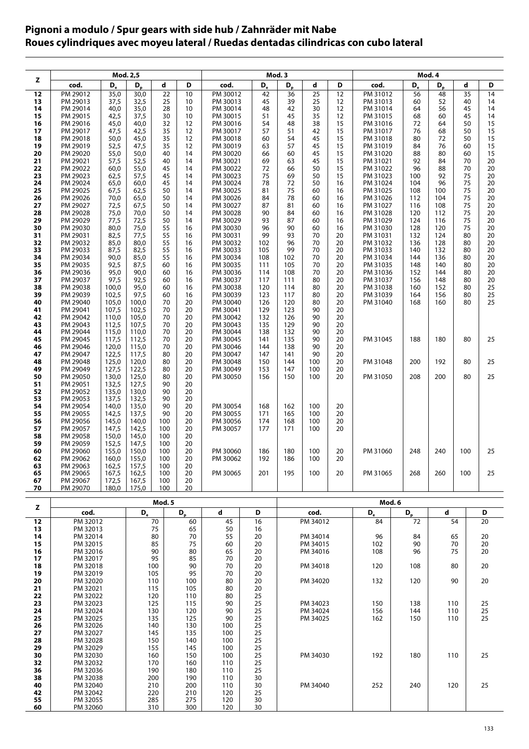## Pignoni a modulo / Spur gears with side hub / Zahnräder mit Nabe
## Roues cylindriques avec moyeu lateral / Ruedas dentadas cilindricas con cubo lateral

| z | Mod. 2,5 | | | | | Mod. 3 | | | | | Mod. 4 | | | | |
|---|---|---|---|---|---|---|---|---|---|---|---|---|---|---|---|
| | cod. | $D_e$ | $D_p$ | d | D | cod. | $D_e$ | $D_p$ | d | D | cod. | $D_e$ | $D_p$ | d | D |
| 12 | PM 29012 | 35,0 | 30,0 | 22 | 10 | PM 30012 | 42 | 36 | 25 | 12 | PM 31012 | 56 | 48 | 35 | 14 |
| 13 | PM 29013 | 37,5 | 32,5 | 25 | 10 | PM 30013 | 45 | 39 | 25 | 12 | PM 31013 | 60 | 52 | 40 | 14 |
| 14 | PM 29014 | 40,0 | 35,0 | 28 | 10 | PM 30014 | 48 | 42 | 30 | 12 | PM 31014 | 64 | 56 | 45 | 14 |
| 15 | PM 29015 | 42,5 | 37,5 | 30 | 10 | PM 30015 | 51 | 45 | 35 | 12 | PM 31015 | 68 | 60 | 45 | 14 |
| 16 | PM 29016 | 45,0 | 40,0 | 32 | 12 | PM 30016 | 54 | 48 | 38 | 15 | PM 31016 | 72 | 64 | 50 | 15 |
| 17 | PM 29017 | 47,5 | 42,5 | 35 | 12 | PM 30017 | 57 | 51 | 42 | 15 | PM 31017 | 76 | 68 | 50 | 15 |
| 18 | PM 29018 | 50,0 | 45,0 | 35 | 12 | PM 30018 | 60 | 54 | 45 | 15 | PM 31018 | 80 | 72 | 50 | 15 |
| 19 | PM 29019 | 52,5 | 47,5 | 35 | 12 | PM 30019 | 63 | 57 | 45 | 15 | PM 31019 | 84 | 76 | 60 | 15 |
| 20 | PM 29020 | 55,0 | 50,0 | 40 | 14 | PM 30020 | 66 | 60 | 45 | 15 | PM 31020 | 88 | 80 | 60 | 15 |
| 21 | PM 29021 | 57,5 | 52,5 | 40 | 14 | PM 30021 | 69 | 63 | 45 | 15 | PM 31021 | 92 | 84 | 70 | 20 |
| 22 | PM 29022 | 60,0 | 55,0 | 45 | 14 | PM 30022 | 72 | 66 | 50 | 15 | PM 31022 | 96 | 88 | 70 | 20 |
| 23 | PM 29023 | 62,5 | 57,5 | 45 | 14 | PM 30023 | 75 | 69 | 50 | 15 | PM 31023 | 100 | 92 | 75 | 20 |
| 24 | PM 29024 | 65,0 | 60,0 | 45 | 14 | PM 30024 | 78 | 72 | 50 | 16 | PM 31024 | 104 | 96 | 75 | 20 |
| 25 | PM 29025 | 67,5 | 62,5 | 50 | 14 | PM 30025 | 81 | 75 | 60 | 16 | PM 31025 | 108 | 100 | 75 | 20 |
| 26 | PM 29026 | 70,0 | 65,0 | 50 | 14 | PM 30026 | 84 | 78 | 60 | 16 | PM 31026 | 112 | 104 | 75 | 20 |
| 27 | PM 29027 | 72,5 | 67,5 | 50 | 14 | PM 30027 | 87 | 81 | 60 | 16 | PM 31027 | 116 | 108 | 75 | 20 |
| 28 | PM 29028 | 75,0 | 70,0 | 50 | 14 | PM 30028 | 90 | 84 | 60 | 16 | PM 31028 | 120 | 112 | 75 | 20 |
| 29 | PM 29029 | 77,5 | 72,5 | 50 | 14 | PM 30029 | 93 | 87 | 60 | 16 | PM 31029 | 124 | 116 | 75 | 20 |
| 30 | PM 29030 | 80,0 | 75,0 | 55 | 16 | PM 30030 | 96 | 90 | 60 | 16 | PM 31030 | 128 | 120 | 75 | 20 |
| 31 | PM 29031 | 82,5 | 77,5 | 55 | 16 | PM 30031 | 99 | 93 | 70 | 20 | PM 31031 | 132 | 124 | 80 | 20 |
| 32 | PM 29032 | 85,0 | 80,0 | 55 | 16 | PM 30032 | 102 | 96 | 70 | 20 | PM 31032 | 136 | 128 | 80 | 20 |
| 33 | PM 29033 | 87,5 | 82,5 | 55 | 16 | PM 30033 | 105 | 99 | 70 | 20 | PM 31033 | 140 | 132 | 80 | 20 |
| 34 | PM 29034 | 90,0 | 85,0 | 55 | 16 | PM 30034 | 108 | 102 | 70 | 20 | PM 31034 | 144 | 136 | 80 | 20 |
| 35 | PM 29035 | 92,5 | 87,5 | 60 | 16 | PM 30035 | 111 | 105 | 70 | 20 | PM 31035 | 148 | 140 | 80 | 20 |
| 36 | PM 29036 | 95,0 | 90,0 | 60 | 16 | PM 30036 | 114 | 108 | 70 | 20 | PM 31036 | 152 | 144 | 80 | 20 |
| 37 | PM 29037 | 97,5 | 92,5 | 60 | 16 | PM 30037 | 117 | 111 | 80 | 20 | PM 31037 | 156 | 148 | 80 | 20 |
| 38 | PM 29038 | 100,0 | 95,0 | 60 | 16 | PM 30038 | 120 | 114 | 80 | 20 | PM 31038 | 160 | 152 | 80 | 25 |
| 39 | PM 29039 | 102,5 | 97,5 | 60 | 16 | PM 30039 | 123 | 117 | 80 | 20 | PM 31039 | 164 | 156 | 80 | 25 |
| 40 | PM 29040 | 105,0 | 100,0 | 70 | 20 | PM 30040 | 126 | 120 | 80 | 20 | PM 31040 | 168 | 160 | 80 | 25 |
| 41 | PM 29041 | 107,5 | 102,5 | 70 | 20 | PM 30041 | 129 | 123 | 90 | 20 | | | | | |
| 42 | PM 29042 | 110,0 | 105,0 | 70 | 20 | PM 30042 | 132 | 126 | 90 | 20 | | | | | |
| 43 | PM 29043 | 112,5 | 107,5 | 70 | 20 | PM 30043 | 135 | 129 | 90 | 20 | | | | | |
| 44 | PM 29044 | 115,0 | 110,0 | 70 | 20 | PM 30044 | 138 | 132 | 90 | 20 | | | | | |
| 45 | PM 29045 | 117,5 | 112,5 | 70 | 20 | PM 30045 | 141 | 135 | 90 | 20 | PM 31045 | 188 | 180 | 80 | 25 |
| 46 | PM 29046 | 120,0 | 115,0 | 70 | 20 | PM 30046 | 144 | 138 | 90 | 20 | | | | | |
| 47 | PM 29047 | 122,5 | 117,5 | 80 | 20 | PM 30047 | 147 | 141 | 90 | 20 | | | | | |
| 48 | PM 29048 | 125,0 | 120,0 | 80 | 20 | PM 30048 | 150 | 144 | 100 | 20 | PM 31048 | 200 | 192 | 80 | 25 |
| 49 | PM 29049 | 127,5 | 122,5 | 80 | 20 | PM 30049 | 153 | 147 | 100 | 20 | | | | | |
| 50 | PM 29050 | 130,0 | 125,0 | 80 | 20 | PM 30050 | 156 | 150 | 100 | 20 | PM 31050 | 208 | 200 | 80 | 25 |
| 51 | PM 29051 | 132,5 | 127,5 | 90 | 20 | | | | | | | | | | |
| 52 | PM 29052 | 135,0 | 130,0 | 90 | 20 | | | | | | | | | | |
| 53 | PM 29053 | 137,5 | 132,5 | 90 | 20 | | | | | | | | | | |
| 54 | PM 29054 | 140,0 | 135,0 | 90 | 20 | PM 30054 | 168 | 162 | 100 | 20 | | | | | |
| 55 | PM 29055 | 142,5 | 137,5 | 90 | 20 | PM 30055 | 171 | 165 | 100 | 20 | | | | | |
| 56 | PM 29056 | 145,0 | 140,0 | 100 | 20 | PM 30056 | 174 | 168 | 100 | 20 | | | | | |
| 57 | PM 29057 | 147,5 | 142,5 | 100 | 20 | PM 30057 | 177 | 171 | 100 | 20 | | | | | |
| 58 | PM 29058 | 150,0 | 145,0 | 100 | 20 | | | | | | | | | | |
| 59 | PM 29059 | 152,5 | 147,5 | 100 | 20 | | | | | | | | | | |
| 60 | PM 29060 | 155,0 | 150,0 | 100 | 20 | PM 30060 | 186 | 180 | 100 | 20 | PM 31060 | 248 | 240 | 100 | 25 |
| 62 | PM 29062 | 160,0 | 155,0 | 100 | 20 | PM 30062 | 192 | 186 | 100 | 20 | | | | | |
| 63 | PM 29063 | 162,5 | 157,5 | 100 | 20 | | | | | | | | | | |
| 65 | PM 29065 | 167,5 | 162,5 | 100 | 20 | PM 30065 | 201 | 195 | 100 | 20 | PM 31065 | 268 | 260 | 100 | 25 |
| 67 | PM 29067 | 172,5 | 167,5 | 100 | 20 | | | | | | | | | | |
| 70 | PM 29070 | 180,0 | 175,0 | 100 | 20 | | | | | | | | | | |

| z | Mod. 5 | | | | | Mod. 6 | | | | |
|---|---|---|---|---|---|---|---|---|---|---|
| | cod. | $D_e$ | $D_p$ | d | D | cod. | $D_e$ | $D_p$ | d | D |
| 12 | PM 32012 | 70 | 60 | 45 | 16 | PM 34012 | 84 | 72 | 54 | 20 |
| 13 | PM 32013 | 75 | 65 | 50 | 16 | | | | | |
| 14 | PM 32014 | 80 | 70 | 55 | 20 | PM 34014 | 96 | 84 | 65 | 20 |
| 15 | PM 32015 | 85 | 75 | 60 | 20 | PM 34015 | 102 | 90 | 70 | 20 |
| 16 | PM 32016 | 90 | 80 | 65 | 20 | PM 34016 | 108 | 96 | 75 | 20 |
| 17 | PM 32017 | 95 | 85 | 70 | 20 | | | | | |
| 18 | PM 32018 | 100 | 90 | 70 | 20 | PM 34018 | 120 | 108 | 80 | 20 |
| 19 | PM 32019 | 105 | 95 | 70 | 20 | | | | | |
| 20 | PM 32020 | 110 | 100 | 80 | 20 | PM 34020 | 132 | 120 | 90 | 20 |
| 21 | PM 32021 | 115 | 105 | 80 | 20 | | | | | |
| 22 | PM 32022 | 120 | 110 | 80 | 25 | | | | | |
| 23 | PM 32023 | 125 | 115 | 90 | 25 | PM 34023 | 150 | 138 | 110 | 25 |
| 24 | PM 32024 | 130 | 120 | 90 | 25 | PM 34024 | 156 | 144 | 110 | 25 |
| 25 | PM 32025 | 135 | 125 | 90 | 25 | PM 34025 | 162 | 150 | 110 | 25 |
| 26 | PM 32026 | 140 | 130 | 100 | 25 | | | | | |
| 27 | PM 32027 | 145 | 135 | 100 | 25 | | | | | |
| 28 | PM 32028 | 150 | 140 | 100 | 25 | | | | | |
| 29 | PM 32029 | 155 | 145 | 100 | 25 | | | | | |
| 30 | PM 32030 | 160 | 150 | 100 | 25 | PM 34030 | 192 | 180 | 110 | 25 |
| 32 | PM 32032 | 170 | 160 | 110 | 25 | | | | | |
| 36 | PM 32036 | 190 | 180 | 110 | 25 | | | | | |
| 38 | PM 32038 | 200 | 190 | 110 | 30 | | | | | |
| 40 | PM 32040 | 210 | 200 | 110 | 30 | PM 34040 | 252 | 240 | 120 | 25 |
| 42 | PM 32042 | 220 | 210 | 120 | 25 | | | | | |
| 55 | PM 32055 | 285 | 275 | 120 | 30 | | | | | |
| 60 | PM 32060 | 310 | 300 | 120 | 30 | | | | | |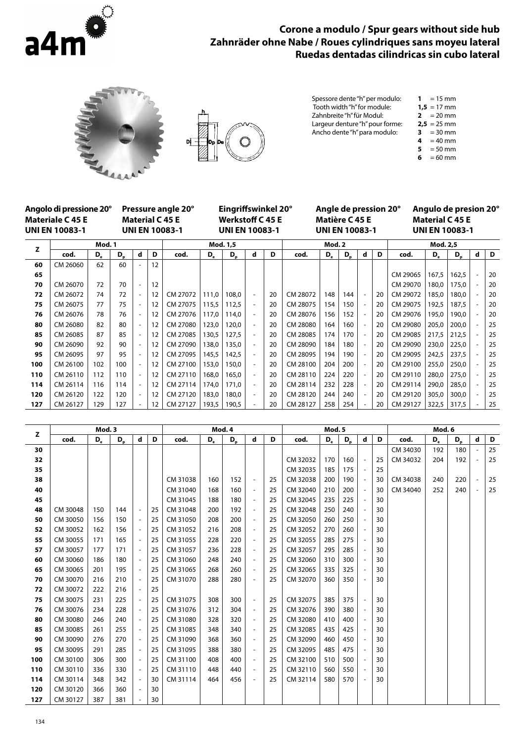# Corone a modulo / Spur gears without side hub
# Zahnräder ohne Nabe / Roues cylindriques sans moyeu lateral
# Ruedas dentadas cilindricas sin cubo lateral

Spessore dente "h" per modulo:
Tooth width "h" for module:
Zahnbreite "h" für Modul:
Largeur denture "h" pour forme:
Ancho dente "h" para modulo:

| | |
|---|---|
| **1** | = 15 mm |
| **1,5** | = 17 mm |
| **2** | = 20 mm |
| **2,5** | = 25 mm |
| **3** | = 30 mm |
| **4** | = 40 mm |
| **5** | = 50 mm |
| **6** | = 60 mm |

**Angolo di pressione 20°**
**Materiale C 45 E**
**UNI EN 10083-1**

**Pressure angle 20°**
**Material C 45 E**
**UNI EN 10083-1**

**Eingriffswinkel 20°**
**Werkstoff C 45 E**
**UNI EN 10083-1**

**Angle de pression 20°**
**Matière C 45 E**
**UNI EN 10083-1**

**Angulo de presion 20°**
**Material C 45 E**
**UNI EN 10083-1**

| Z | Mod. 1 | | | | | Mod. 1,5 | | | | | Mod. 2 | | | | | Mod. 2,5 | | | | |
|---|---|---|---|---|---|---|---|---|---|---|---|---|---|---|---|---|---|---|---|---|
| | cod. | $D_e$ | $D_p$ | d | D | cod. | $D_e$ | $D_p$ | d | D | cod. | $D_e$ | $D_p$ | d | D | cod. | $D_e$ | $D_p$ | d | D |
| 60 | CM 26060 | 62 | 60 | - | 12 | | | | | | | | | | | | | | | |
| 65 | | | | | | | | | | | | | | | | CM 29065 | 167,5 | 162,5 | - | 20 |
| 70 | CM 26070 | 72 | 70 | - | 12 | | | | | | | | | | | CM 29070 | 180,0 | 175,0 | - | 20 |
| 72 | CM 26072 | 74 | 72 | - | 12 | CM 27072 | 111,0 | 108,0 | - | 20 | CM 28072 | 148 | 144 | - | 20 | CM 29072 | 185,0 | 180,0 | - | 20 |
| 75 | CM 26075 | 77 | 75 | - | 12 | CM 27075 | 115,5 | 112,5 | - | 20 | CM 28075 | 154 | 150 | - | 20 | CM 29075 | 192,5 | 187,5 | - | 20 |
| 76 | CM 26076 | 78 | 76 | - | 12 | CM 27076 | 117,0 | 114,0 | - | 20 | CM 28076 | 156 | 152 | - | 20 | CM 29076 | 195,0 | 190,0 | - | 20 |
| 80 | CM 26080 | 82 | 80 | - | 12 | CM 27080 | 123,0 | 120,0 | - | 20 | CM 28080 | 164 | 160 | - | 20 | CM 29080 | 205,0 | 200,0 | - | 25 |
| 85 | CM 26085 | 87 | 85 | - | 12 | CM 27085 | 130,5 | 127,5 | - | 20 | CM 28085 | 174 | 170 | - | 20 | CM 29085 | 217,5 | 212,5 | - | 25 |
| 90 | CM 26090 | 92 | 90 | - | 12 | CM 27090 | 138,0 | 135,0 | - | 20 | CM 28090 | 184 | 180 | - | 20 | CM 29090 | 230,0 | 225,0 | - | 25 |
| 95 | CM 26095 | 97 | 95 | - | 12 | CM 27095 | 145,5 | 142,5 | - | 20 | CM 28095 | 194 | 190 | - | 20 | CM 29095 | 242,5 | 237,5 | - | 25 |
| 100 | CM 26100 | 102 | 100 | - | 12 | CM 27100 | 153,0 | 150,0 | - | 20 | CM 28100 | 204 | 200 | - | 20 | CM 29100 | 255,0 | 250,0 | - | 25 |
| 110 | CM 26110 | 112 | 110 | - | 12 | CM 27110 | 168,0 | 165,0 | - | 20 | CM 28110 | 224 | 220 | - | 20 | CM 29110 | 280,0 | 275,0 | - | 25 |
| 114 | CM 26114 | 116 | 114 | - | 12 | CM 27114 | 174,0 | 171,0 | - | 20 | CM 28114 | 232 | 228 | - | 20 | CM 29114 | 290,0 | 285,0 | - | 25 |
| 120 | CM 26120 | 122 | 120 | - | 12 | CM 27120 | 183,0 | 180,0 | - | 20 | CM 28120 | 244 | 240 | - | 20 | CM 29120 | 305,0 | 300,0 | - | 25 |
| 127 | CM 26127 | 129 | 127 | - | 12 | CM 27127 | 193,5 | 190,5 | - | 20 | CM 28127 | 258 | 254 | - | 20 | CM 29127 | 322,5 | 317,5 | - | 25 |

| Z | Mod. 3 | | | | | Mod. 4 | | | | | Mod. 5 | | | | | Mod. 6 | | | | |
|---|---|---|---|---|---|---|---|---|---|---|---|---|---|---|---|---|---|---|---|---|
| | cod. | $D_e$ | $D_p$ | d | D | cod. | $D_e$ | $D_p$ | d | D | cod. | $D_e$ | $D_p$ | d | D | cod. | $D_e$ | $D_p$ | d | D |
| 30 | | | | | | | | | | | | | | | | CM 34030 | 192 | 180 | - | 25 |
| 32 | | | | | | | | | | | CM 32032 | 170 | 160 | - | 25 | CM 34032 | 204 | 192 | - | 25 |
| 35 | | | | | | | | | | | CM 32035 | 185 | 175 | - | 25 | | | | | |
| 38 | | | | | | CM 31038 | 160 | 152 | - | 25 | CM 32038 | 200 | 190 | - | 30 | CM 34038 | 240 | 220 | - | 25 |
| 40 | | | | | | CM 31040 | 168 | 160 | - | 25 | CM 32040 | 210 | 200 | - | 30 | CM 34040 | 252 | 240 | - | 25 |
| 45 | | | | | | CM 31045 | 188 | 180 | - | 25 | CM 32045 | 235 | 225 | - | 30 | | | | | |
| 48 | CM 30048 | 150 | 144 | - | 25 | CM 31048 | 200 | 192 | - | 25 | CM 32048 | 250 | 240 | - | 30 | | | | | |
| 50 | CM 30050 | 156 | 150 | - | 25 | CM 31050 | 208 | 200 | - | 25 | CM 32050 | 260 | 250 | - | 30 | | | | | |
| 52 | CM 30052 | 162 | 156 | - | 25 | CM 31052 | 216 | 208 | - | 25 | CM 32052 | 270 | 260 | - | 30 | | | | | |
| 55 | CM 30055 | 171 | 165 | - | 25 | CM 31055 | 228 | 220 | - | 25 | CM 32055 | 285 | 275 | - | 30 | | | | | |
| 57 | CM 30057 | 177 | 171 | - | 25 | CM 31057 | 236 | 228 | - | 25 | CM 32057 | 295 | 285 | - | 30 | | | | | |
| 60 | CM 30060 | 186 | 180 | - | 25 | CM 31060 | 248 | 240 | - | 25 | CM 32060 | 310 | 300 | - | 30 | | | | | |
| 65 | CM 30065 | 201 | 195 | - | 25 | CM 31065 | 268 | 260 | - | 25 | CM 32065 | 335 | 325 | - | 30 | | | | | |
| 70 | CM 30070 | 216 | 210 | - | 25 | CM 31070 | 288 | 280 | - | 25 | CM 32070 | 360 | 350 | - | 30 | | | | | |
| 72 | CM 30072 | 222 | 216 | - | 25 | | | | | | | | | | | | | | | |
| 75 | CM 30075 | 231 | 225 | - | 25 | CM 31075 | 308 | 300 | - | 25 | CM 32075 | 385 | 375 | - | 30 | | | | | |
| 76 | CM 30076 | 234 | 228 | - | 25 | CM 31076 | 312 | 304 | - | 25 | CM 32076 | 390 | 380 | - | 30 | | | | | |
| 80 | CM 30080 | 246 | 240 | - | 25 | CM 31080 | 328 | 320 | - | 25 | CM 32080 | 410 | 400 | - | 30 | | | | | |
| 85 | CM 30085 | 261 | 255 | - | 25 | CM 31085 | 348 | 340 | - | 25 | CM 32085 | 435 | 425 | - | 30 | | | | | |
| 90 | CM 30090 | 276 | 270 | - | 25 | CM 31090 | 368 | 360 | - | 25 | CM 32090 | 460 | 450 | - | 30 | | | | | |
| 95 | CM 30095 | 291 | 285 | - | 25 | CM 31095 | 388 | 380 | - | 25 | CM 32095 | 485 | 475 | - | 30 | | | | | |
| 100 | CM 30100 | 306 | 300 | - | 25 | CM 31100 | 408 | 400 | - | 25 | CM 32100 | 510 | 500 | - | 30 | | | | | |
| 110 | CM 30110 | 336 | 330 | - | 25 | CM 31110 | 448 | 440 | - | 25 | CM 32110 | 560 | 550 | - | 30 | | | | | |
| 114 | CM 30114 | 348 | 342 | - | 30 | CM 31114 | 464 | 456 | - | 25 | CM 32114 | 580 | 570 | - | 30 | | | | | |
| 120 | CM 30120 | 366 | 360 | - | 30 | | | | | | | | | | | | | | | |
| 127 | CM 30127 | 387 | 381 | - | 30 | | | | | | | | | | | | | | | |